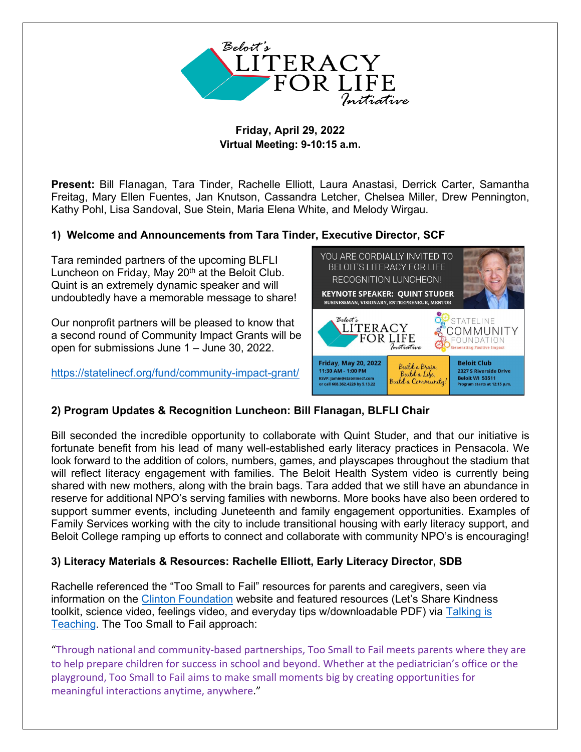Beloit's LITERACY FOR LIFE Initiative

**Friday, April 29, 2022**
**Virtual Meeting: 9-10:15 a.m.**

**Present:** Bill Flanagan, Tara Tinder, Rachelle Elliott, Laura Anastasi, Derrick Carter, Samantha Freitag, Mary Ellen Fuentes, Jan Knutson, Cassandra Letcher, Chelsea Miller, Drew Pennington, Kathy Pohl, Lisa Sandoval, Sue Stein, Maria Elena White, and Melody Wirgau.

## 1) Welcome and Announcements from Tara Tinder, Executive Director, SCF

Tara reminded partners of the upcoming BLFLI Luncheon on Friday, May 20th at the Beloit Club. Quint is an extremely dynamic speaker and will undoubtedly have a memorable message to share!

Our nonprofit partners will be pleased to know that a second round of Community Impact Grants will be open for submissions June 1 – June 30, 2022.

https://statelinecf.org/fund/community-impact-grant/

YOU ARE CORDIALLY INVITED TO BELOIT'S LITERACY FOR LIFE RECOGNITION LUNCHEON!

KEYNOTE SPEAKER: QUINT STUDER
BUSINESSMAN, VISIONARY, ENTREPRENEUR, MENTOR

Beloit's LITERACY FOR LIFE Initiative — STATELINE COMMUNITY FOUNDATION, Generating Positive Impact

Friday, May 20, 2022
11:30 AM - 1:00 PM
RSVP: jamie@statelinecf.com or call 608.362.4228 by 5.13.22

Build a Brain, Build a Life, Build a Community!

Beloit Club
2327 S Riverside Drive
Beloit WI 53511
Program starts at 12:15 p.m.

## 2) Program Updates & Recognition Luncheon: Bill Flanagan, BLFLI Chair

Bill seconded the incredible opportunity to collaborate with Quint Studer, and that our initiative is fortunate benefit from his lead of many well-established early literacy practices in Pensacola. We look forward to the addition of colors, numbers, games, and playscapes throughout the stadium that will reflect literacy engagement with families. The Beloit Health System video is currently being shared with new mothers, along with the brain bags. Tara added that we still have an abundance in reserve for additional NPO's serving families with newborns. More books have also been ordered to support summer events, including Juneteenth and family engagement opportunities. Examples of Family Services working with the city to include transitional housing with early literacy support, and Beloit College ramping up efforts to connect and collaborate with community NPO's is encouraging!

## 3) Literacy Materials & Resources: Rachelle Elliott, Early Literacy Director, SDB

Rachelle referenced the "Too Small to Fail" resources for parents and caregivers, seen via information on the Clinton Foundation website and featured resources (Let's Share Kindness toolkit, science video, feelings video, and everyday tips w/downloadable PDF) via Talking is Teaching. The Too Small to Fail approach:

"Through national and community-based partnerships, Too Small to Fail meets parents where they are to help prepare children for success in school and beyond. Whether at the pediatrician's office or the playground, Too Small to Fail aims to make small moments big by creating opportunities for meaningful interactions anytime, anywhere."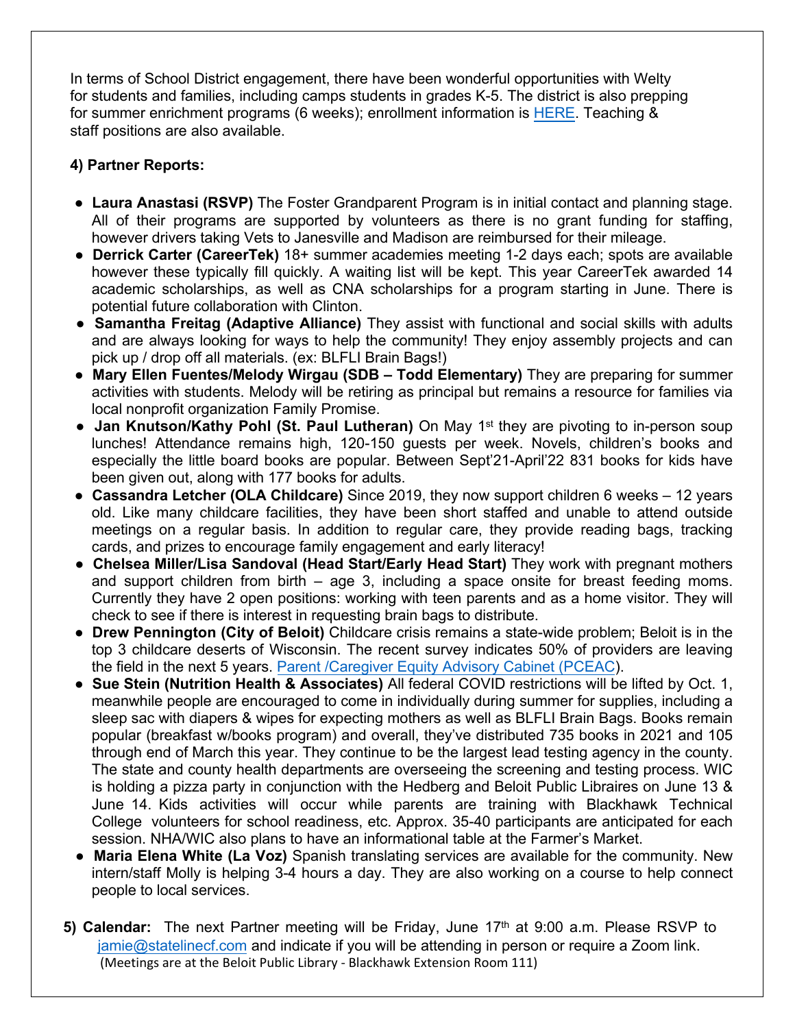In terms of School District engagement, there have been wonderful opportunities with Welty for students and families, including camps students in grades K-5. The district is also prepping for summer enrichment programs (6 weeks); enrollment information is [HERE](). Teaching & staff positions are also available.

**4) Partner Reports:**

- **Laura Anastasi (RSVP)** The Foster Grandparent Program is in initial contact and planning stage. All of their programs are supported by volunteers as there is no grant funding for staffing, however drivers taking Vets to Janesville and Madison are reimbursed for their mileage.
- **Derrick Carter (CareerTek)** 18+ summer academies meeting 1-2 days each; spots are available however these typically fill quickly. A waiting list will be kept. This year CareerTek awarded 14 academic scholarships, as well as CNA scholarships for a program starting in June. There is potential future collaboration with Clinton.
- **Samantha Freitag (Adaptive Alliance)** They assist with functional and social skills with adults and are always looking for ways to help the community! They enjoy assembly projects and can pick up / drop off all materials. (ex: BLFLI Brain Bags!)
- **Mary Ellen Fuentes/Melody Wirgau (SDB – Todd Elementary)** They are preparing for summer activities with students. Melody will be retiring as principal but remains a resource for families via local nonprofit organization Family Promise.
- **Jan Knutson/Kathy Pohl (St. Paul Lutheran)** On May 1st they are pivoting to in-person soup lunches! Attendance remains high, 120-150 guests per week. Novels, children's books and especially the little board books are popular. Between Sept'21-April'22 831 books for kids have been given out, along with 177 books for adults.
- **Cassandra Letcher (OLA Childcare)** Since 2019, they now support children 6 weeks – 12 years old. Like many childcare facilities, they have been short staffed and unable to attend outside meetings on a regular basis. In addition to regular care, they provide reading bags, tracking cards, and prizes to encourage family engagement and early literacy!
- **Chelsea Miller/Lisa Sandoval (Head Start/Early Head Start)** They work with pregnant mothers and support children from birth – age 3, including a space onsite for breast feeding moms. Currently they have 2 open positions: working with teen parents and as a home visitor. They will check to see if there is interest in requesting brain bags to distribute.
- **Drew Pennington (City of Beloit)** Childcare crisis remains a state-wide problem; Beloit is in the top 3 childcare deserts of Wisconsin. The recent survey indicates 50% of providers are leaving the field in the next 5 years. [Parent /Caregiver Equity Advisory Cabinet (PCEAC)]().
- **Sue Stein (Nutrition Health & Associates)** All federal COVID restrictions will be lifted by Oct. 1, meanwhile people are encouraged to come in individually during summer for supplies, including a sleep sac with diapers & wipes for expecting mothers as well as BLFLI Brain Bags. Books remain popular (breakfast w/books program) and overall, they've distributed 735 books in 2021 and 105 through end of March this year. They continue to be the largest lead testing agency in the county. The state and county health departments are overseeing the screening and testing process. WIC is holding a pizza party in conjunction with the Hedberg and Beloit Public Libraires on June 13 & June 14. Kids activities will occur while parents are training with Blackhawk Technical College volunteers for school readiness, etc. Approx. 35-40 participants are anticipated for each session. NHA/WIC also plans to have an informational table at the Farmer's Market.
- **Maria Elena White (La Voz)** Spanish translating services are available for the community. New intern/staff Molly is helping 3-4 hours a day. They are also working on a course to help connect people to local services.

**5) Calendar:** The next Partner meeting will be Friday, June 17th at 9:00 a.m. Please RSVP to jamie@statelinecf.com and indicate if you will be attending in person or require a Zoom link. (Meetings are at the Beloit Public Library - Blackhawk Extension Room 111)